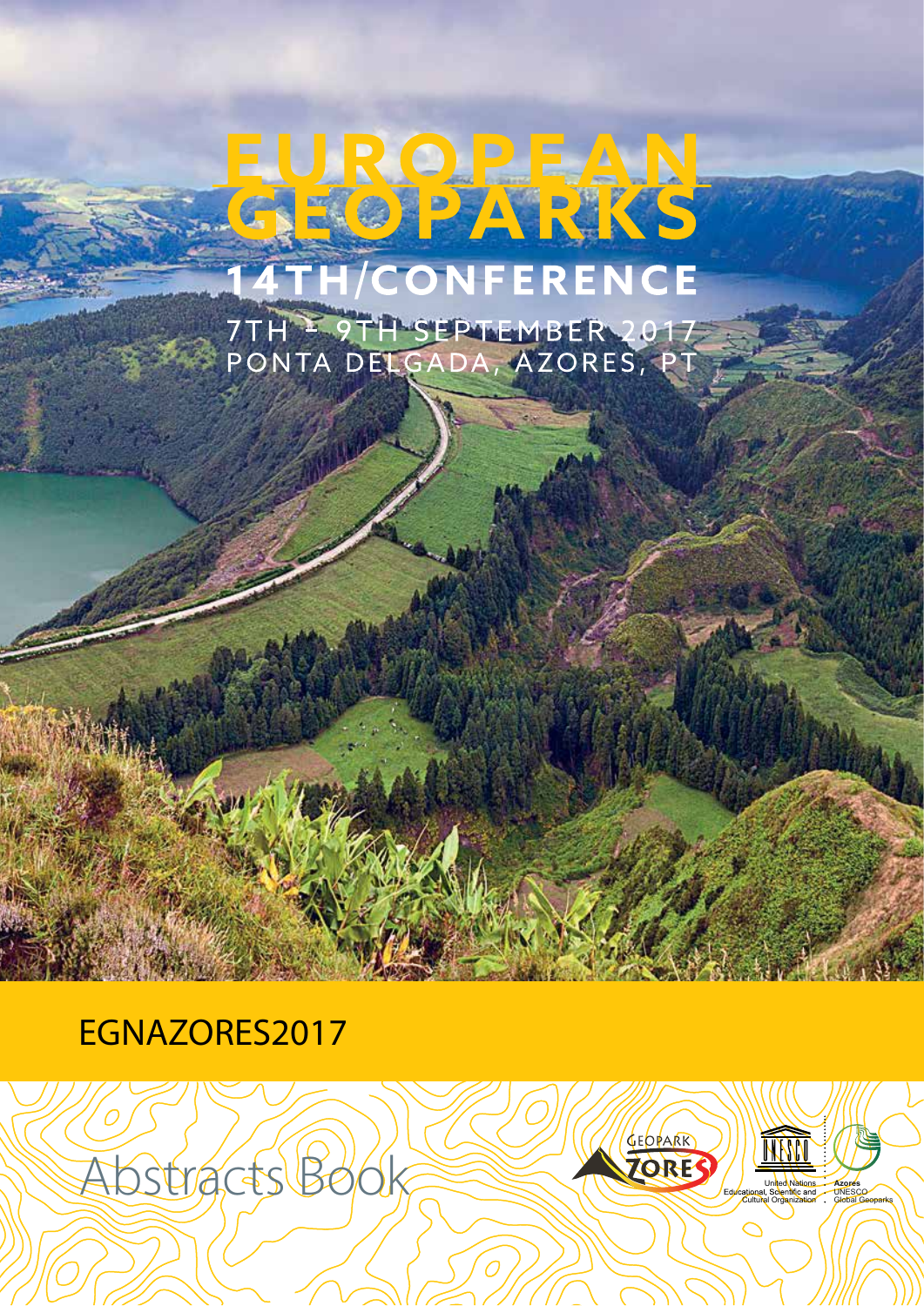# EUROPEAN GEOPARKS

## 14TH/CONFERENCE

7TH - 9TH SEPTEMBER 2017
PONTA DELGADA, AZORES, PT

EGNAZORES2017

Abstracts Book

GEOPARK AZORES

United Nations Educational, Scientific and Cultural Organization

Azores UNESCO Global Geoparks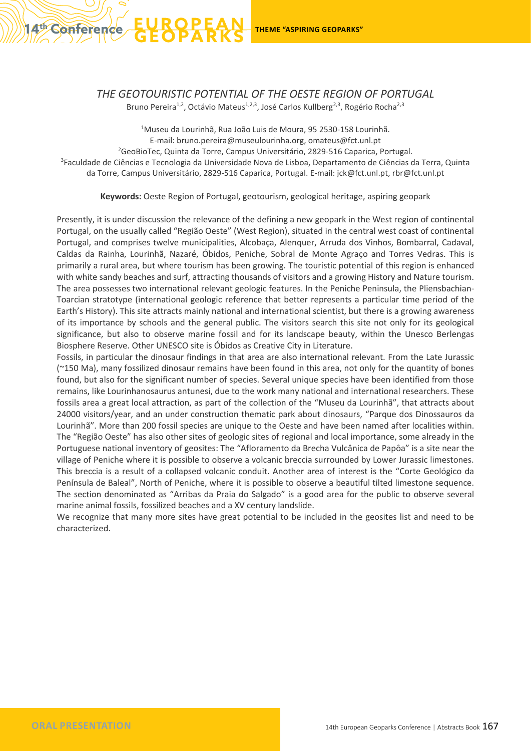## *THE GEOTOURISTIC POTENTIAL OF THE OESTE REGION OF PORTUGAL*

Bruno Pereira[1,2], Octávio Mateus[1,2,3], José Carlos Kullberg[2,3], Rogério Rocha[2,3]

[1]Museu da Lourinhã, Rua João Luis de Moura, 95 2530-158 Lourinhã.
E-mail: bruno.pereira@museulourinha.org, omateus@fct.unl.pt
[2]GeoBioTec, Quinta da Torre, Campus Universitário, 2829-516 Caparica, Portugal.
[3]Faculdade de Ciências e Tecnologia da Universidade Nova de Lisboa, Departamento de Ciências da Terra, Quinta da Torre, Campus Universitário, 2829-516 Caparica, Portugal. E-mail: jck@fct.unl.pt, rbr@fct.unl.pt

**Keywords:** Oeste Region of Portugal, geotourism, geological heritage, aspiring geopark

Presently, it is under discussion the relevance of the defining a new geopark in the West region of continental Portugal, on the usually called "Região Oeste" (West Region), situated in the central west coast of continental Portugal, and comprises twelve municipalities, Alcobaça, Alenquer, Arruda dos Vinhos, Bombarral, Cadaval, Caldas da Rainha, Lourinhã, Nazaré, Óbidos, Peniche, Sobral de Monte Agraço and Torres Vedras. This is primarily a rural area, but where tourism has been growing. The touristic potential of this region is enhanced with white sandy beaches and surf, attracting thousands of visitors and a growing History and Nature tourism. The area possesses two international relevant geologic features. In the Peniche Peninsula, the Pliensbachian-Toarcian stratotype (international geologic reference that better represents a particular time period of the Earth's History). This site attracts mainly national and international scientist, but there is a growing awareness of its importance by schools and the general public. The visitors search this site not only for its geological significance, but also to observe marine fossil and for its landscape beauty, within the Unesco Berlengas Biosphere Reserve. Other UNESCO site is Óbidos as Creative City in Literature.

Fossils, in particular the dinosaur findings in that area are also international relevant. From the Late Jurassic (~150 Ma), many fossilized dinosaur remains have been found in this area, not only for the quantity of bones found, but also for the significant number of species. Several unique species have been identified from those remains, like Lourinhanosaurus antunesi, due to the work many national and international researchers. These fossils area a great local attraction, as part of the collection of the "Museu da Lourinhã", that attracts about 24000 visitors/year, and an under construction thematic park about dinosaurs, "Parque dos Dinossauros da Lourinhã". More than 200 fossil species are unique to the Oeste and have been named after localities within. The "Região Oeste" has also other sites of geologic sites of regional and local importance, some already in the Portuguese national inventory of geosites: The "Afloramento da Brecha Vulcânica de Papôa" is a site near the village of Peniche where it is possible to observe a volcanic breccia surrounded by Lower Jurassic limestones. This breccia is a result of a collapsed volcanic conduit. Another area of interest is the "Corte Geológico da Península de Baleal", North of Peniche, where it is possible to observe a beautiful tilted limestone sequence. The section denominated as "Arribas da Praia do Salgado" is a good area for the public to observe several marine animal fossils, fossilized beaches and a XV century landslide.

We recognize that many more sites have great potential to be included in the geosites list and need to be characterized.

ORAL PRESENTATION